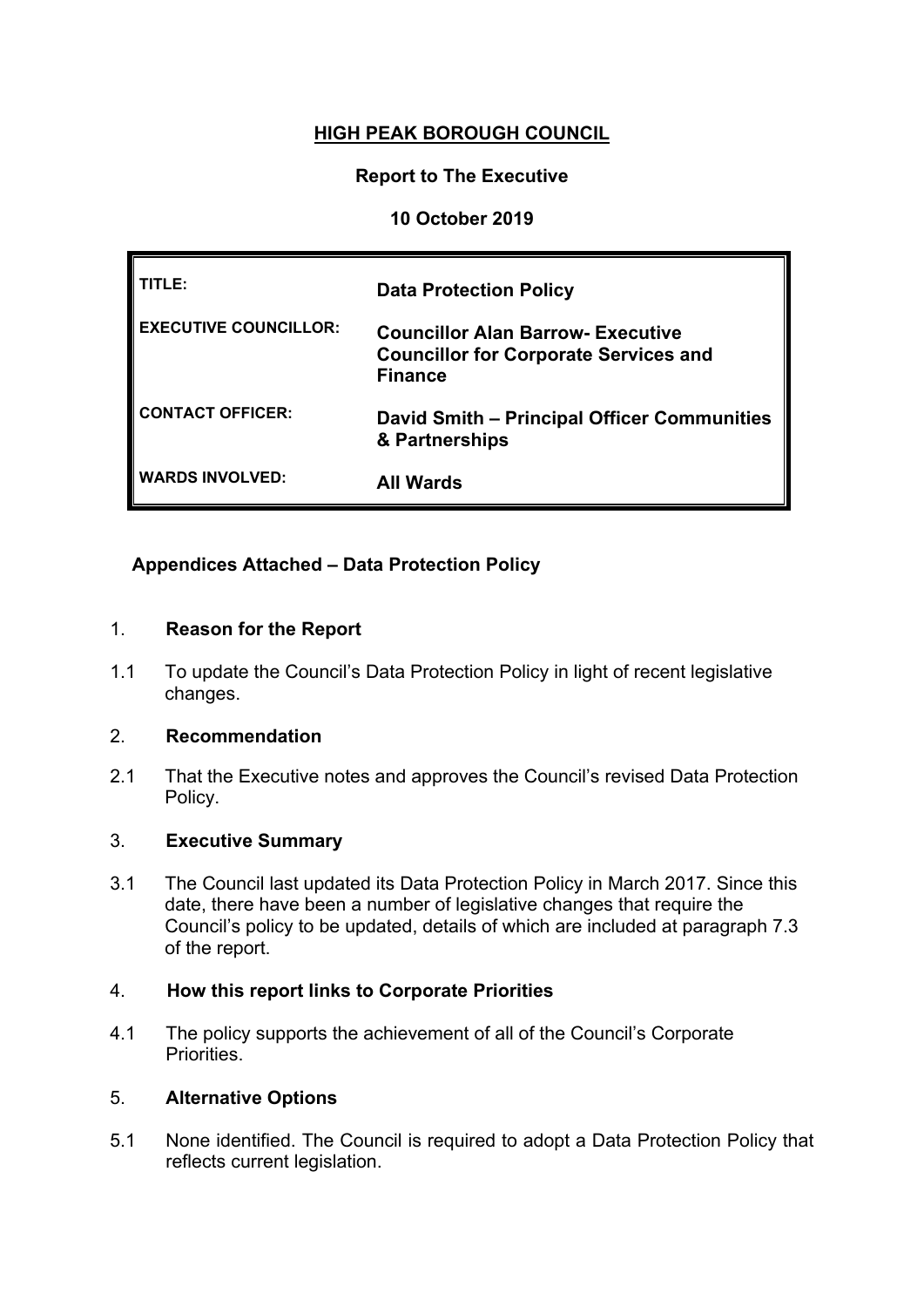# HIGH PEAK BOROUGH COUNCIL

**Report to The Executive**

**10 October 2019**

| | |
|---|---|
| TITLE: | **Data Protection Policy** |
| EXECUTIVE COUNCILLOR: | **Councillor Alan Barrow- Executive Councillor for Corporate Services and Finance** |
| CONTACT OFFICER: | **David Smith – Principal Officer Communities & Partnerships** |
| WARDS INVOLVED: | **All Wards** |

**Appendices Attached – Data Protection Policy**

## 1. Reason for the Report

1.1 To update the Council's Data Protection Policy in light of recent legislative changes.

## 2. Recommendation

2.1 That the Executive notes and approves the Council's revised Data Protection Policy.

## 3. Executive Summary

3.1 The Council last updated its Data Protection Policy in March 2017. Since this date, there have been a number of legislative changes that require the Council's policy to be updated, details of which are included at paragraph 7.3 of the report.

## 4. How this report links to Corporate Priorities

4.1 The policy supports the achievement of all of the Council's Corporate Priorities.

## 5. Alternative Options

5.1 None identified. The Council is required to adopt a Data Protection Policy that reflects current legislation.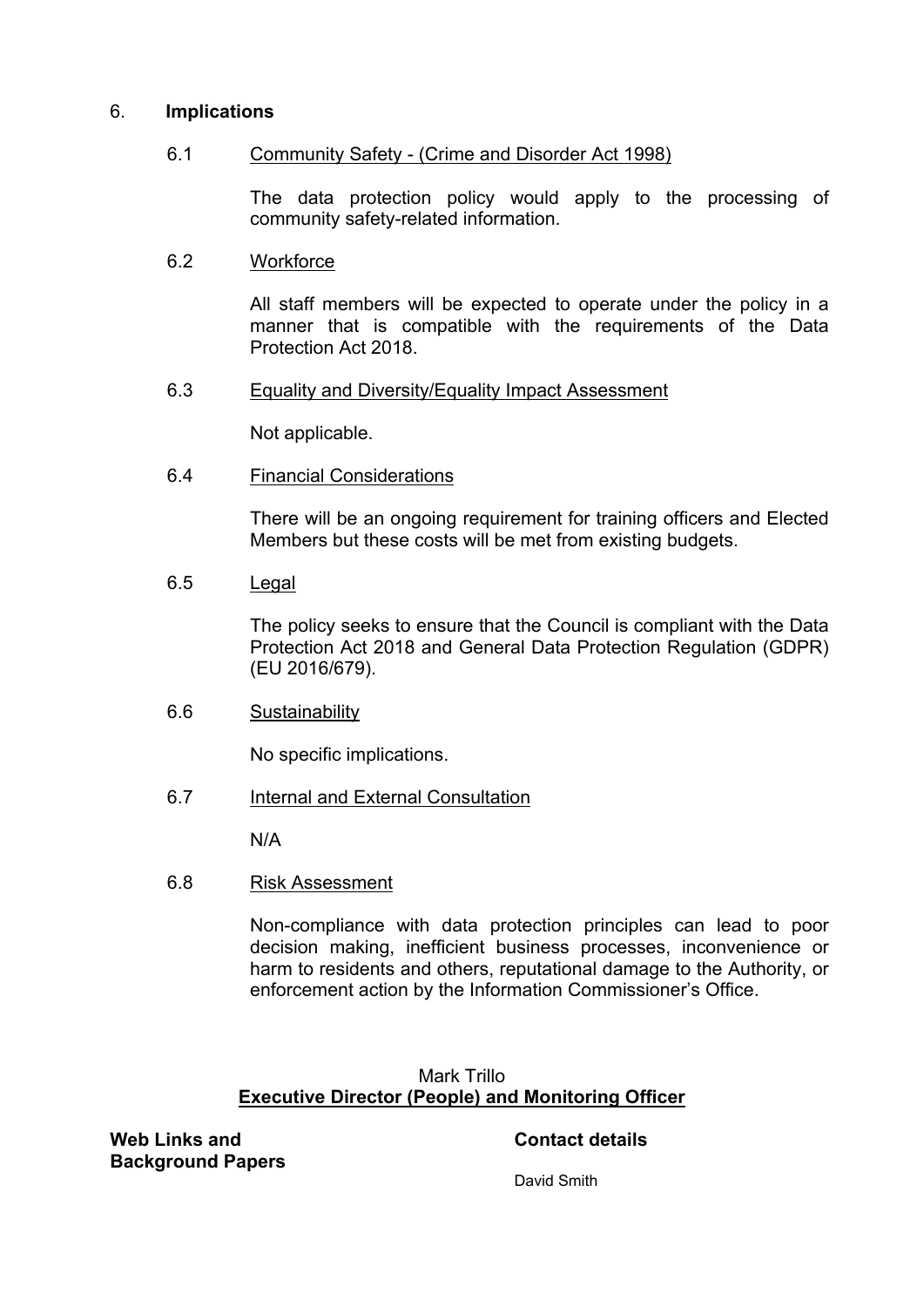## 6. **Implications**

### 6.1 Community Safety - (Crime and Disorder Act 1998)

The data protection policy would apply to the processing of community safety-related information.

### 6.2 Workforce

All staff members will be expected to operate under the policy in a manner that is compatible with the requirements of the Data Protection Act 2018.

### 6.3 Equality and Diversity/Equality Impact Assessment

Not applicable.

### 6.4 Financial Considerations

There will be an ongoing requirement for training officers and Elected Members but these costs will be met from existing budgets.

### 6.5 Legal

The policy seeks to ensure that the Council is compliant with the Data Protection Act 2018 and General Data Protection Regulation (GDPR) (EU 2016/679).

### 6.6 Sustainability

No specific implications.

### 6.7 Internal and External Consultation

N/A

### 6.8 Risk Assessment

Non-compliance with data protection principles can lead to poor decision making, inefficient business processes, inconvenience or harm to residents and others, reputational damage to the Authority, or enforcement action by the Information Commissioner's Office.

Mark Trillo
**Executive Director (People) and Monitoring Officer**

**Web Links and Background Papers**

**Contact details**

David Smith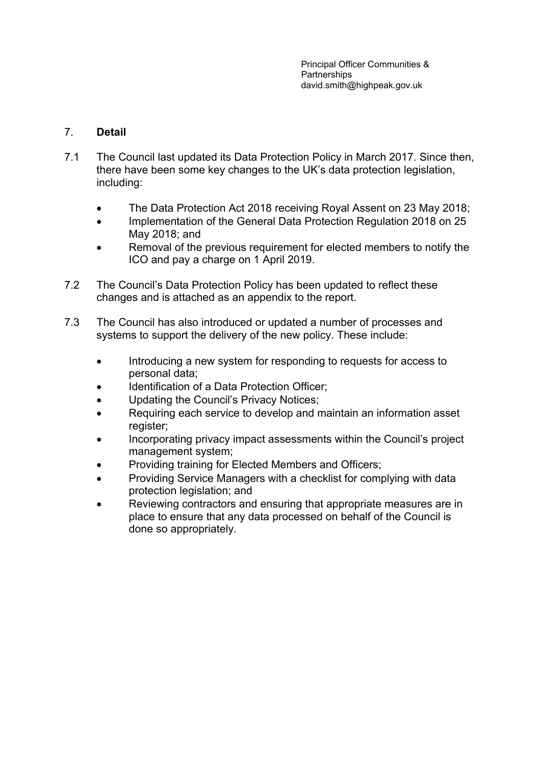Principal Officer Communities & Partnerships
david.smith@highpeak.gov.uk

## 7. Detail

7.1 The Council last updated its Data Protection Policy in March 2017. Since then, there have been some key changes to the UK's data protection legislation, including:

- The Data Protection Act 2018 receiving Royal Assent on 23 May 2018;
- Implementation of the General Data Protection Regulation 2018 on 25 May 2018; and
- Removal of the previous requirement for elected members to notify the ICO and pay a charge on 1 April 2019.

7.2 The Council's Data Protection Policy has been updated to reflect these changes and is attached as an appendix to the report.

7.3 The Council has also introduced or updated a number of processes and systems to support the delivery of the new policy. These include:

- Introducing a new system for responding to requests for access to personal data;
- Identification of a Data Protection Officer;
- Updating the Council's Privacy Notices;
- Requiring each service to develop and maintain an information asset register;
- Incorporating privacy impact assessments within the Council's project management system;
- Providing training for Elected Members and Officers;
- Providing Service Managers with a checklist for complying with data protection legislation; and
- Reviewing contractors and ensuring that appropriate measures are in place to ensure that any data processed on behalf of the Council is done so appropriately.